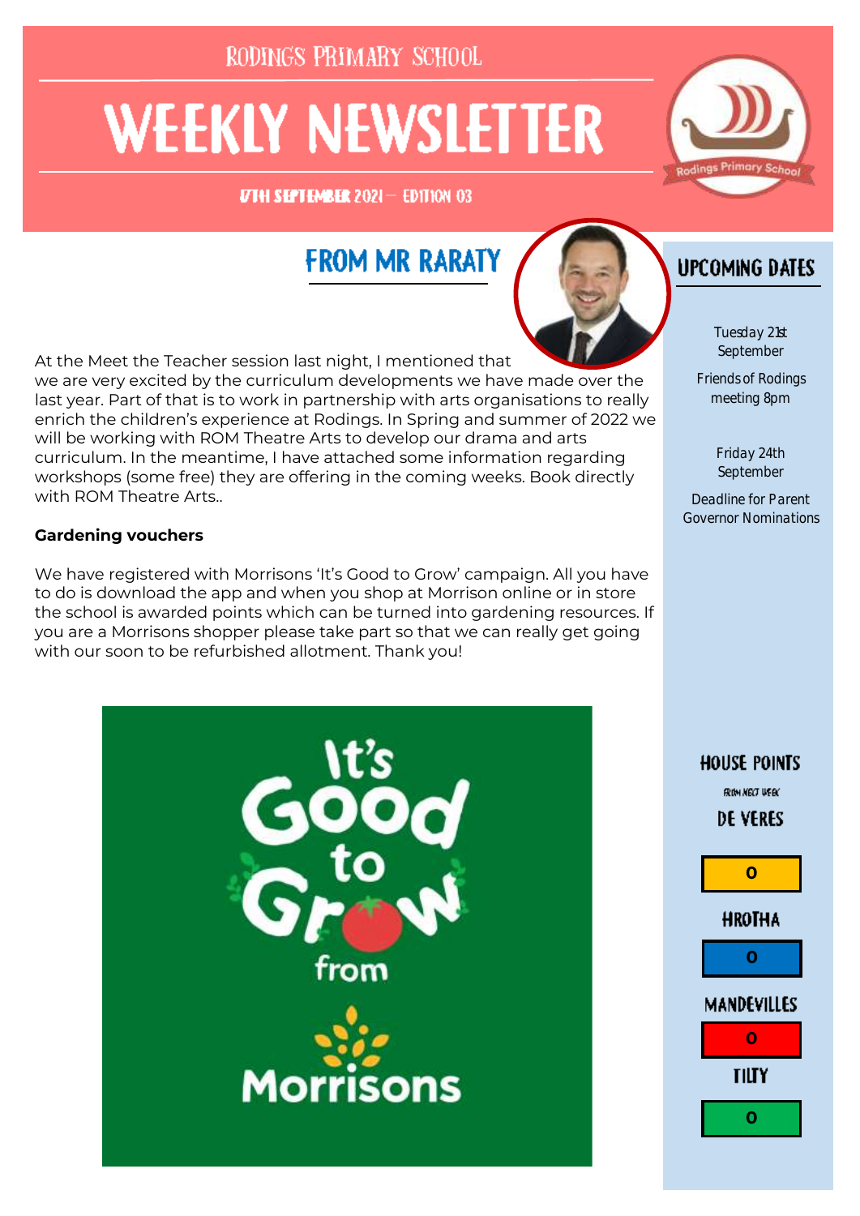RODINGS PRIMARY SCHOOL

# WEEKLY NEWSLETTER

17TH SEPTEMBER 2021 — EDITION 03

## FROM MR RARATY

At the Meet the Teacher session last night, I mentioned that we are very excited by the curriculum developments we have made over the last year. Part of that is to work in partnership with arts organisations to really enrich the children's experience at Rodings. In Spring and summer of 2022 we will be working with ROM Theatre Arts to develop our drama and arts curriculum. In the meantime, I have attached some information regarding workshops (some free) they are offering in the coming weeks. Book directly with ROM Theatre Arts..

**Gardening vouchers**

We have registered with Morrisons 'It's Good to Grow' campaign. All you have to do is download the app and when you shop at Morrison online or in store the school is awarded points which can be turned into gardening resources. If you are a Morrisons shopper please take part so that we can really get going with our soon to be refurbished allotment. Thank you!

It's Good to Grow from Morrisons

## UPCOMING DATES

Tuesday 21st September

Friends of Rodings meeting 8pm

Friday 24th September

Deadline for Parent Governor Nominations

## HOUSE POINTS

FROM NEXT WEEK

| House | Points |
| --- | --- |
| DE VERES | 0 |
| HROTHA | 0 |
| MANDEVILLES | 0 |
| TILTY | 0 |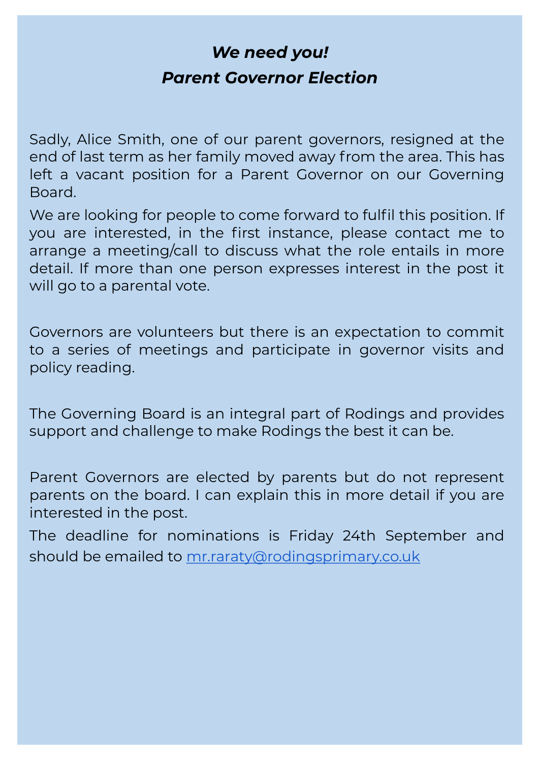***We need you!***

***Parent Governor Election***

Sadly, Alice Smith, one of our parent governors, resigned at the end of last term as her family moved away from the area. This has left a vacant position for a Parent Governor on our Governing Board.

We are looking for people to come forward to fulfil this position. If you are interested, in the first instance, please contact me to arrange a meeting/call to discuss what the role entails in more detail. If more than one person expresses interest in the post it will go to a parental vote.

Governors are volunteers but there is an expectation to commit to a series of meetings and participate in governor visits and policy reading.

The Governing Board is an integral part of Rodings and provides support and challenge to make Rodings the best it can be.

Parent Governors are elected by parents but do not represent parents on the board. I can explain this in more detail if you are interested in the post.

The deadline for nominations is Friday 24th September and should be emailed to [mr.raraty@rodingsprimary.co.uk](mailto:mr.raraty@rodingsprimary.co.uk)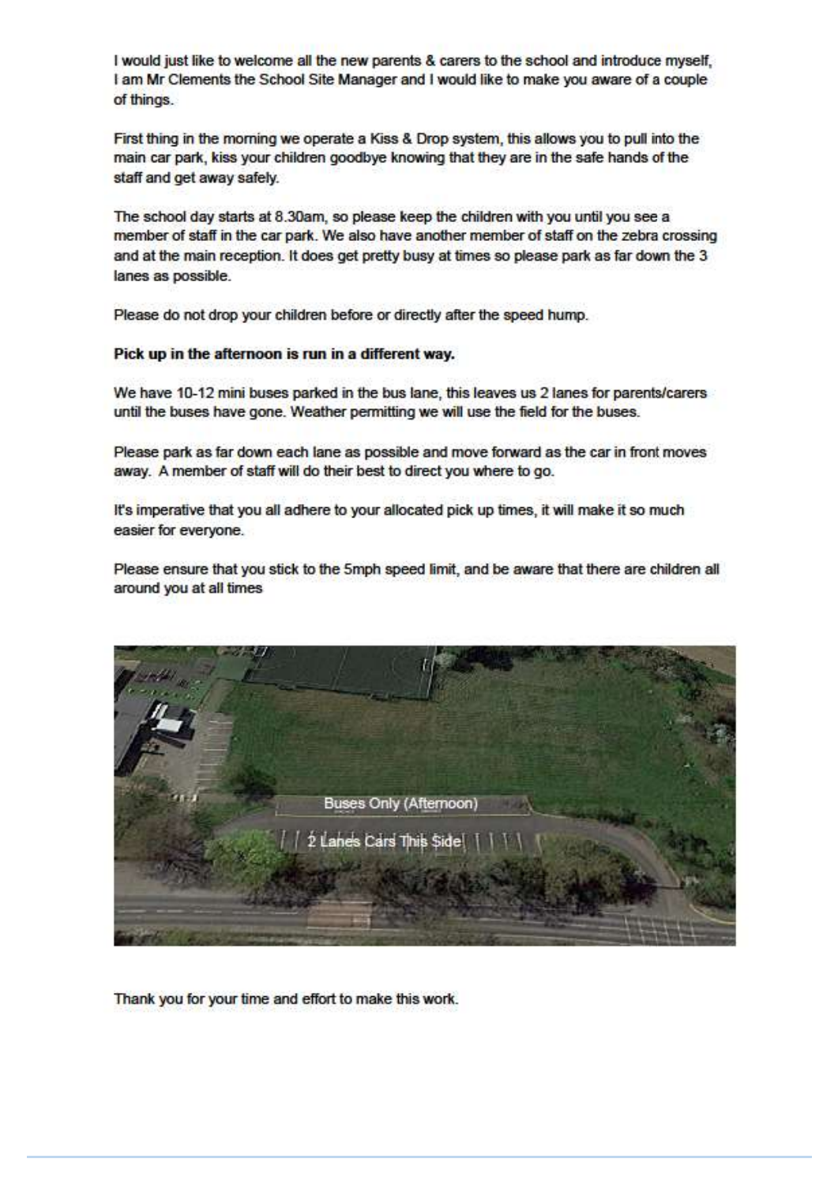I would just like to welcome all the new parents & carers to the school and introduce myself, I am Mr Clements the School Site Manager and I would like to make you aware of a couple of things.

First thing in the morning we operate a Kiss & Drop system, this allows you to pull into the main car park, kiss your children goodbye knowing that they are in the safe hands of the staff and get away safely.

The school day starts at 8.30am, so please keep the children with you until you see a member of staff in the car park. We also have another member of staff on the zebra crossing and at the main reception. It does get pretty busy at times so please park as far down the 3 lanes as possible.

Please do not drop your children before or directly after the speed hump.

**Pick up in the afternoon is run in a different way.**

We have 10-12 mini buses parked in the bus lane, this leaves us 2 lanes for parents/carers until the buses have gone. Weather permitting we will use the field for the buses.

Please park as far down each lane as possible and move forward as the car in front moves away. A member of staff will do their best to direct you where to go.

It's imperative that you all adhere to your allocated pick up times, it will make it so much easier for everyone.

Please ensure that you stick to the 5mph speed limit, and be aware that there are children all around you at all times

Buses Only (Afternoon)

2 Lanes Cars This Side

Thank you for your time and effort to make this work.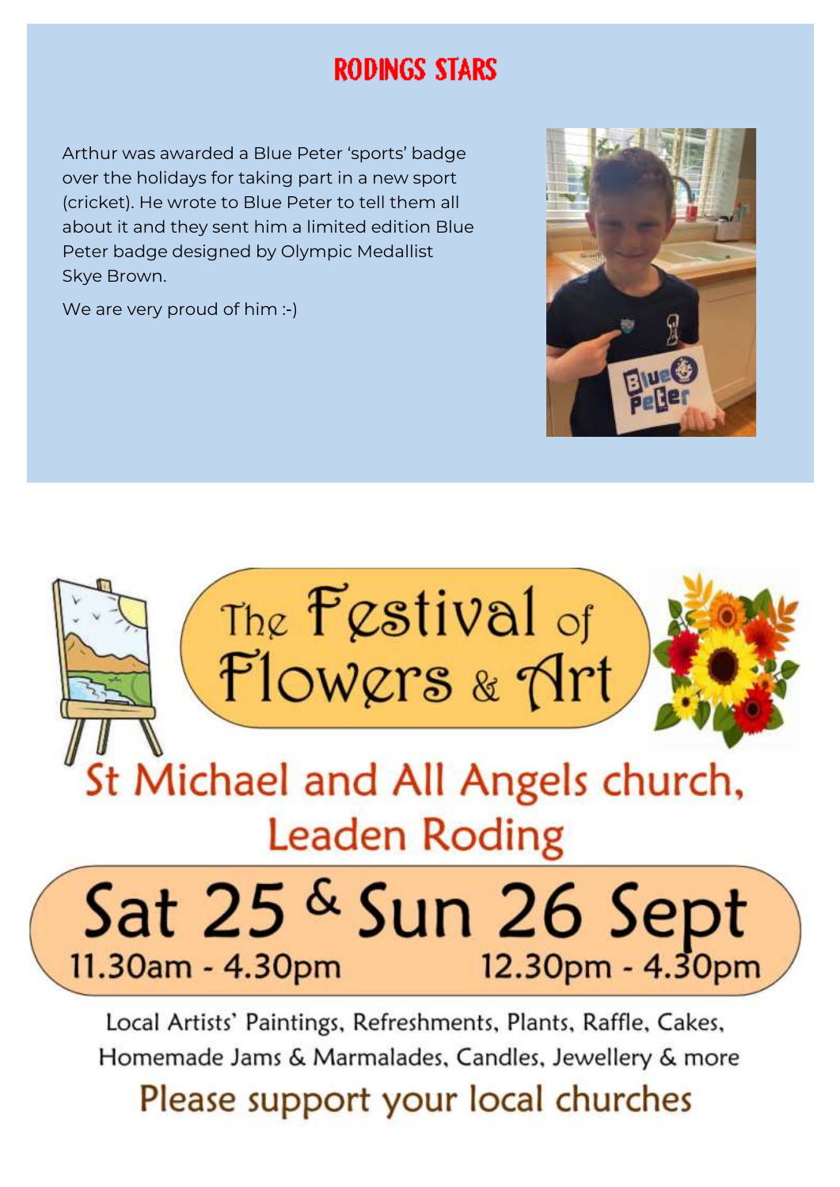## RODINGS STARS

Arthur was awarded a Blue Peter 'sports' badge over the holidays for taking part in a new sport (cricket). He wrote to Blue Peter to tell them all about it and they sent him a limited edition Blue Peter badge designed by Olympic Medallist Skye Brown.

We are very proud of him :-)

# The Festival of Flowers & Art

## St Michael and All Angels church, Leaden Roding

## Sat 25 & Sun 26 Sept

11.30am - 4.30pm | 12.30pm - 4.30pm

Local Artists' Paintings, Refreshments, Plants, Raffle, Cakes, Homemade Jams & Marmalades, Candles, Jewellery & more

Please support your local churches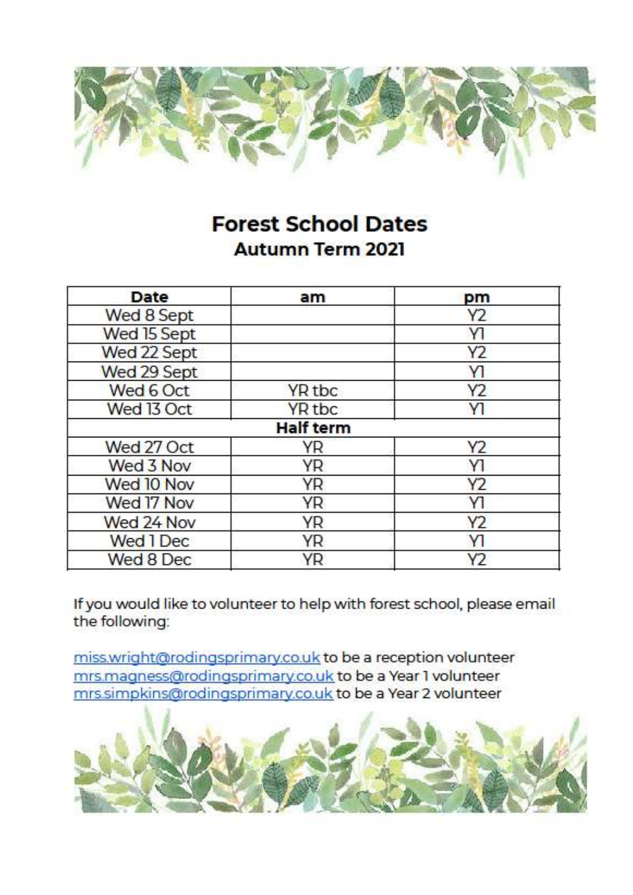# Forest School Dates

## Autumn Term 2021

| Date | am | pm |
|---|---|---|
| Wed 8 Sept | | Y2 |
| Wed 15 Sept | | Y1 |
| Wed 22 Sept | | Y2 |
| Wed 29 Sept | | Y1 |
| Wed 6 Oct | YR tbc | Y2 |
| Wed 13 Oct | YR tbc | Y1 |
| | **Half term** | |
| Wed 27 Oct | YR | Y2 |
| Wed 3 Nov | YR | Y1 |
| Wed 10 Nov | YR | Y2 |
| Wed 17 Nov | YR | Y1 |
| Wed 24 Nov | YR | Y2 |
| Wed 1 Dec | YR | Y1 |
| Wed 8 Dec | YR | Y2 |

If you would like to volunteer to help with forest school, please email the following:

miss.wright@rodingsprimary.co.uk to be a reception volunteer
mrs.magness@rodingsprimary.co.uk to be a Year 1 volunteer
mrs.simpkins@rodingsprimary.co.uk to be a Year 2 volunteer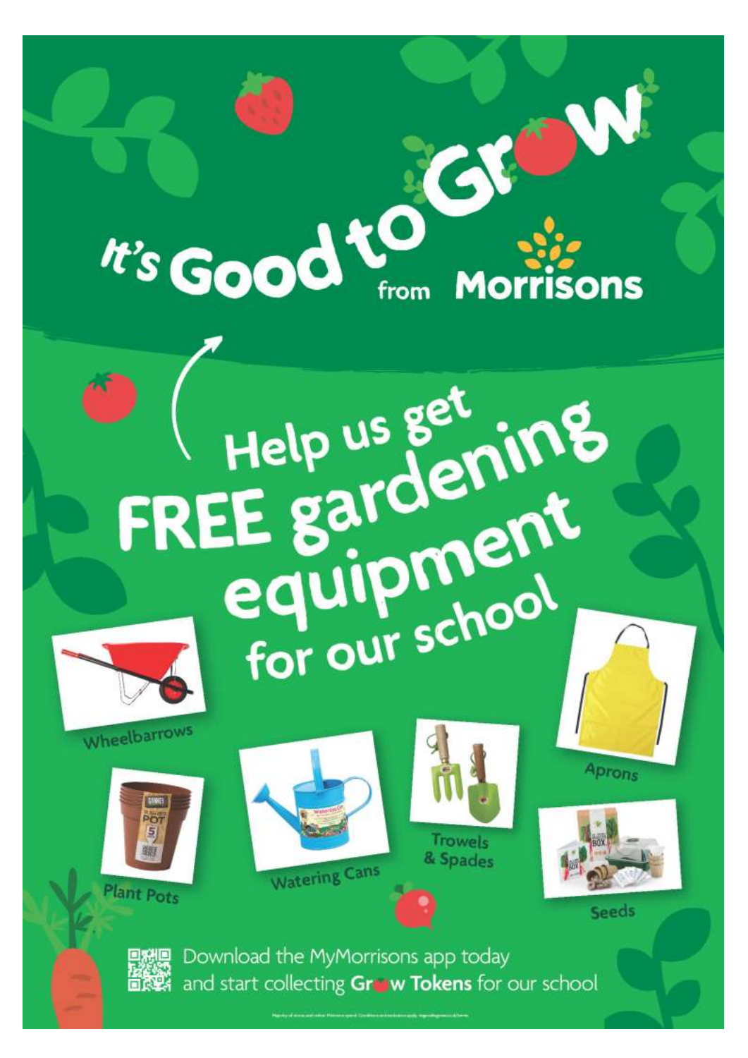# It's Good to Grow from Morrisons

## Help us get FREE gardening equipment for our school

Wheelbarrows

Aprons

Plant Pots

Watering Cans

Trowels & Spades

Seeds

Download the MyMorrisons app today and start collecting **Grow Tokens** for our school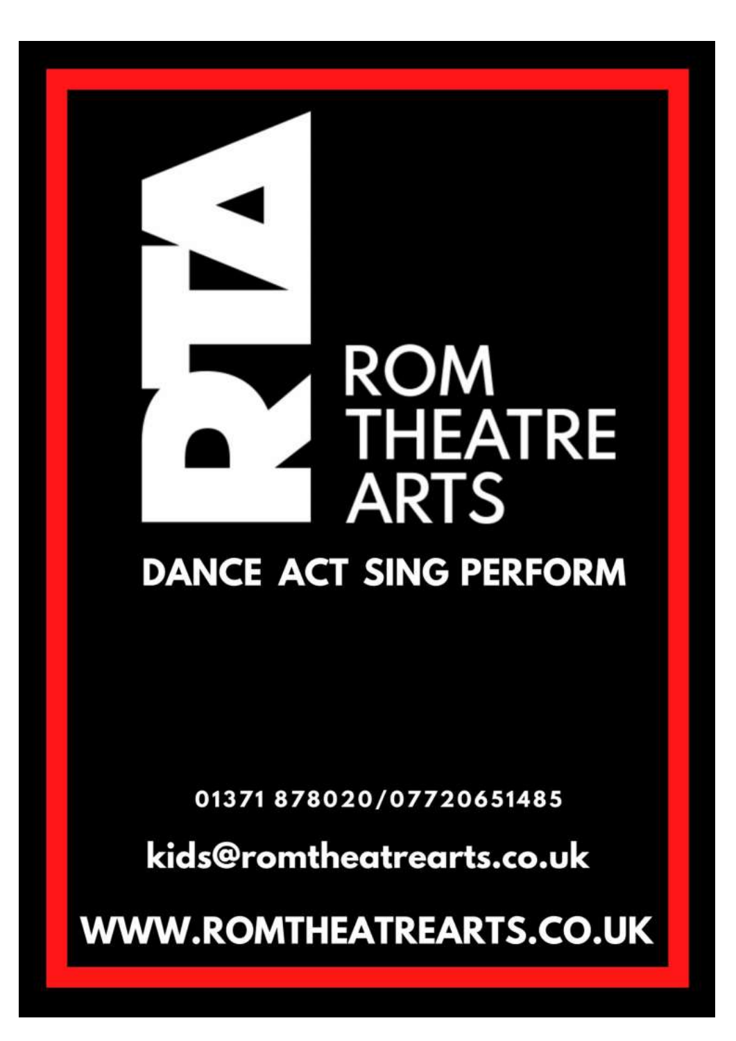# ROM THEATRE ARTS

**DANCE ACT SING PERFORM**

01371 878020/07720651485

kids@romtheatrearts.co.uk

WWW.ROMTHEATREARTS.CO.UK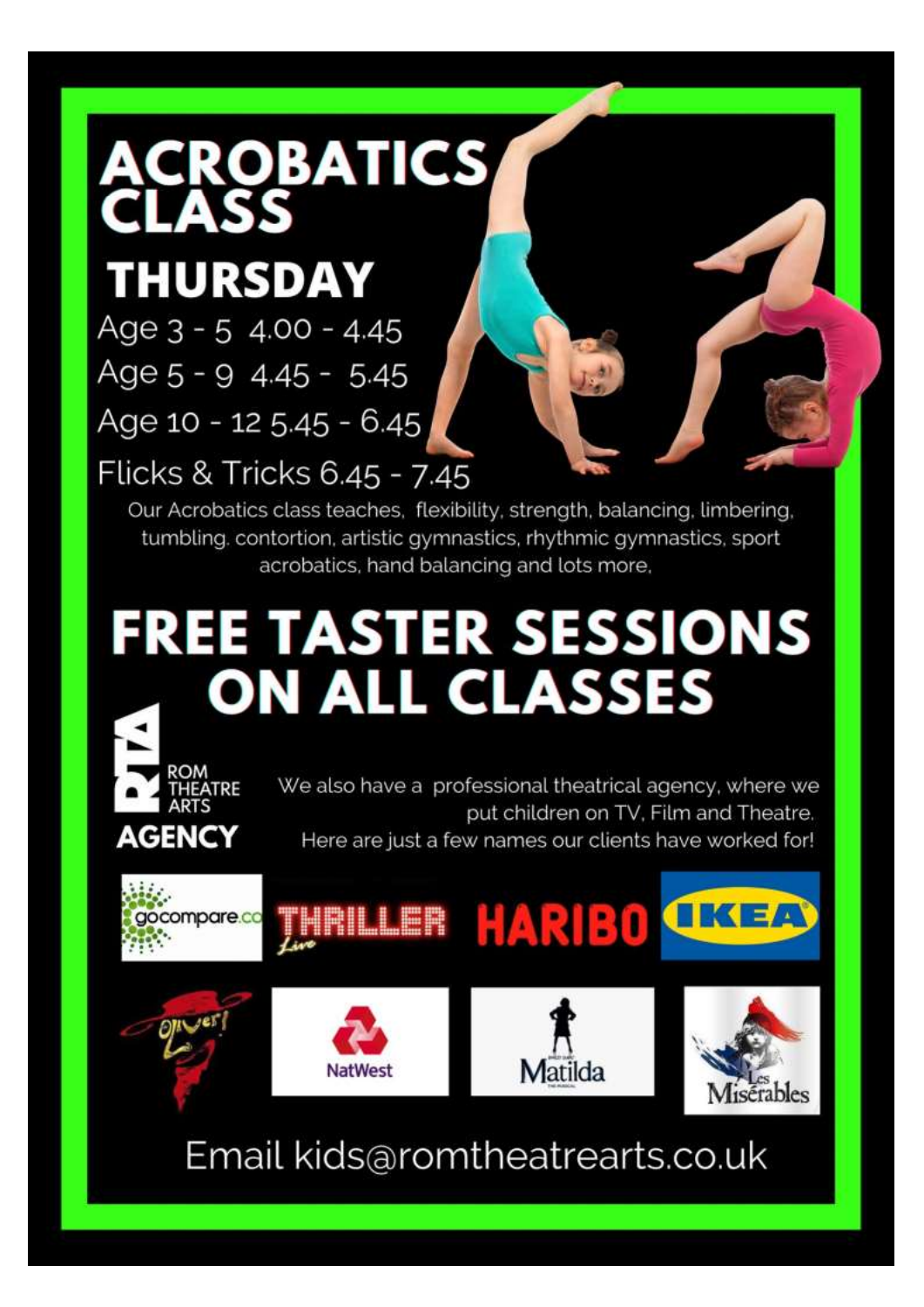# ACROBATICS CLASS

## THURSDAY

Age 3 - 5 4.00 - 4.45

Age 5 - 9 4.45 - 5.45

Age 10 - 12 5.45 - 6.45

Flicks & Tricks 6.45 - 7.45

Our Acrobatics class teaches, flexibility, strength, balancing, limbering, tumbling. contortion, artistic gymnastics, rhythmic gymnastics, sport acrobatics, hand balancing and lots more,

# FREE TASTER SESSIONS ON ALL CLASSES

RTA ROM THEATRE ARTS

**AGENCY**

We also have a professional theatrical agency, where we put children on TV, Film and Theatre. Here are just a few names our clients have worked for!

gocompare.co THRILLER Live HARIBO IKEA Oliver! NatWest Matilda Les Misérables

Email kids@romtheatrearts.co.uk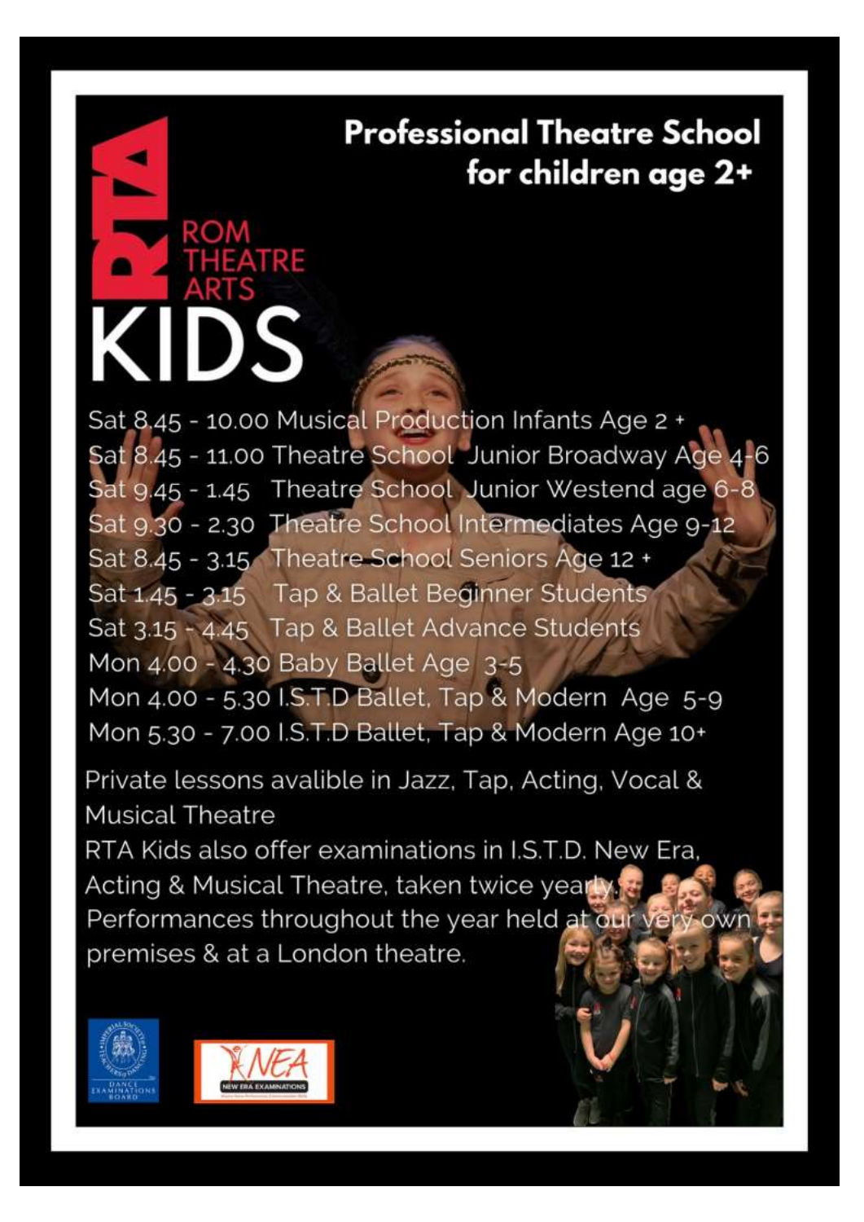# Professional Theatre School for children age 2+

ROM THEATRE ARTS

# RTA KIDS

Sat 8.45 - 10.00 Musical Production Infants Age 2 +
Sat 8.45 - 11.00 Theatre School Junior Broadway Age 4-6
Sat 9.45 - 1.45 Theatre School Junior Westend age 6-8
Sat 9.30 - 2.30 Theatre School Intermediates Age 9-12
Sat 8.45 - 3.15 Theatre School Seniors Age 12 +
Sat 1.45 - 3.15 Tap & Ballet Beginner Students
Sat 3.15 - 4.45 Tap & Ballet Advance Students
Mon 4.00 - 4.30 Baby Ballet Age 3-5
Mon 4.00 - 5.30 I.S.T.D Ballet, Tap & Modern Age 5-9
Mon 5.30 - 7.00 I.S.T.D Ballet, Tap & Modern Age 10+

Private lessons avalible in Jazz, Tap, Acting, Vocal & Musical Theatre
RTA Kids also offer examinations in I.S.T.D. New Era, Acting & Musical Theatre, taken twice yearly.
Performances throughout the year held at our very own premises & at a London theatre.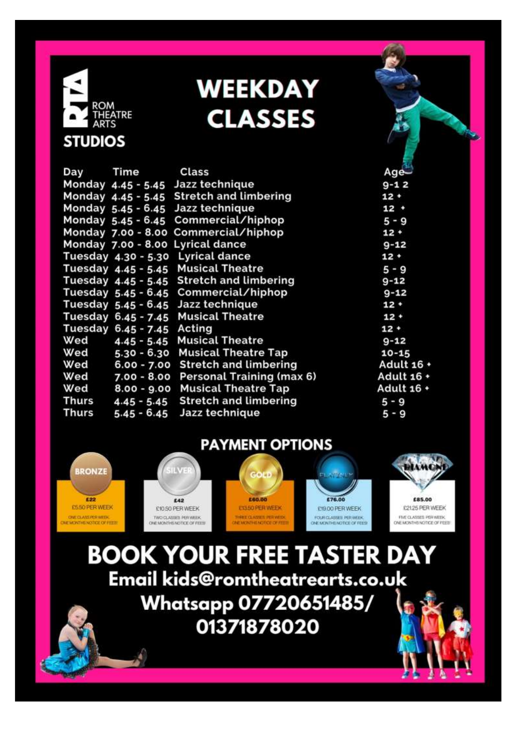RTA ROM THEATRE ARTS

**STUDIOS**

# WEEKDAY CLASSES

| Day | Time | Class | Age |
|---|---|---|---|
| Monday | 4.45 - 5.45 | Jazz technique | 9-12 |
| Monday | 4.45 - 5.45 | Stretch and limbering | 12 + |
| Monday | 5.45 - 6.45 | Jazz technique | 12 + |
| Monday | 5.45 - 6.45 | Commercial/hiphop | 5 - 9 |
| Monday | 7.00 - 8.00 | Commercial/hiphop | 12 + |
| Monday | 7.00 - 8.00 | Lyrical dance | 9-12 |
| Tuesday | 4.30 - 5.30 | Lyrical dance | 12 + |
| Tuesday | 4.45 - 5.45 | Musical Theatre | 5 - 9 |
| Tuesday | 4.45 - 5.45 | Stretch and limbering | 9-12 |
| Tuesday | 5.45 - 6.45 | Commercial/hiphop | 9-12 |
| Tuesday | 5.45 - 6.45 | Jazz technique | 12 + |
| Tuesday | 6.45 - 7.45 | Musical Theatre | 12 + |
| Tuesday | 6.45 - 7.45 | Acting | 12 + |
| Wed | 4.45 - 5.45 | Musical Theatre | 9-12 |
| Wed | 5.30 - 6.30 | Musical Theatre Tap | 10-15 |
| Wed | 6.00 - 7.00 | Stretch and limbering | Adult 16 + |
| Wed | 7.00 - 8.00 | Personal Training (max 6) | Adult 16 + |
| Wed | 8.00 - 9.00 | Musical Theatre Tap | Adult 16 + |
| Thurs | 4.45 - 5.45 | Stretch and limbering | 5 - 9 |
| Thurs | 5.45 - 6.45 | Jazz technique | 5 - 9 |

## PAYMENT OPTIONS

| BRONZE | SILVER | GOLD | PLATINUM | DIAMOND |
|---|---|---|---|---|
| £22 | £42 | £60.00 | £76.00 | £85.00 |
| £5.50 PER WEEK | £10.50 PER WEEK | £13.50 PER WEEK | £19.00 PER WEEK | £21.25 PER WEEK |
| ONE CLASS PER WEEK. ONE MONTHS NOTICE OF FEES! | TWO CLASSES PER WEEK. ONE MONTHS NOTICE OF FEES! | THREE CLASSES PER WEEK. ONE MONTHS NOTICE OF FEES! | FOUR CLASSES PER WEEK. ONE MONTHS NOTICE OF FEES! | FIVE CLASSES PER WEEK. ONE MONTHS NOTICE OF FEES! |

# BOOK YOUR FREE TASTER DAY

**Email kids@romtheatrearts.co.uk**

**Whatsapp 07720651485/ 01371878020**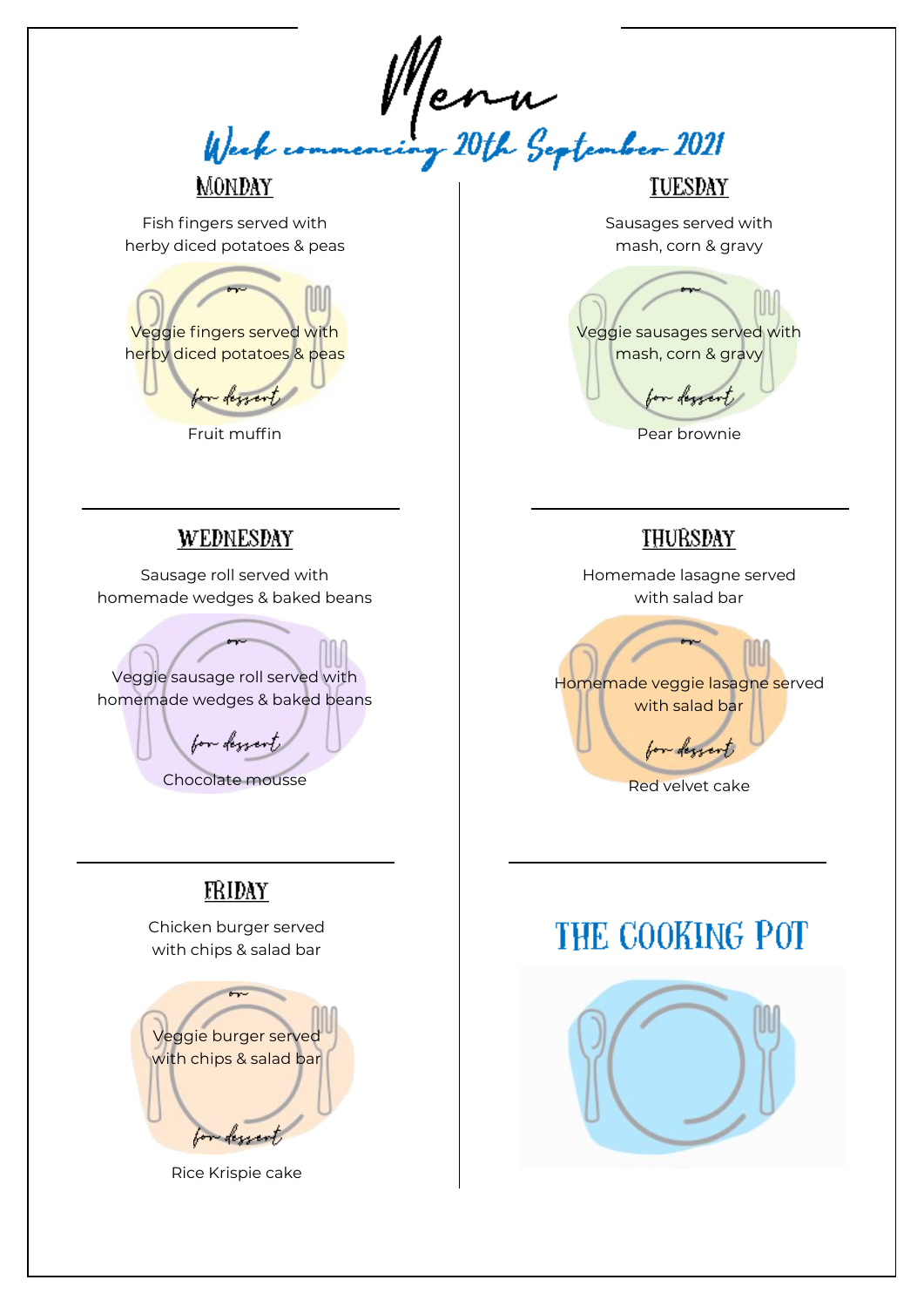# Menu

## Week commencing 20th September 2021

### MONDAY

Fish fingers served with herby diced potatoes & peas

*or*

Veggie fingers served with herby diced potatoes & peas

*for dessert*

Fruit muffin

### TUESDAY

Sausages served with mash, corn & gravy

*or*

Veggie sausages served with mash, corn & gravy

*for dessert*

Pear brownie

### WEDNESDAY

Sausage roll served with homemade wedges & baked beans

*or*

Veggie sausage roll served with homemade wedges & baked beans

*for dessert*

Chocolate mousse

### THURSDAY

Homemade lasagne served with salad bar

*or*

Homemade veggie lasagne served with salad bar

*for dessert*

Red velvet cake

### FRIDAY

Chicken burger served with chips & salad bar

*or*

Veggie burger served with chips & salad bar

*for dessert*

Rice Krispie cake

## THE COOKING POT